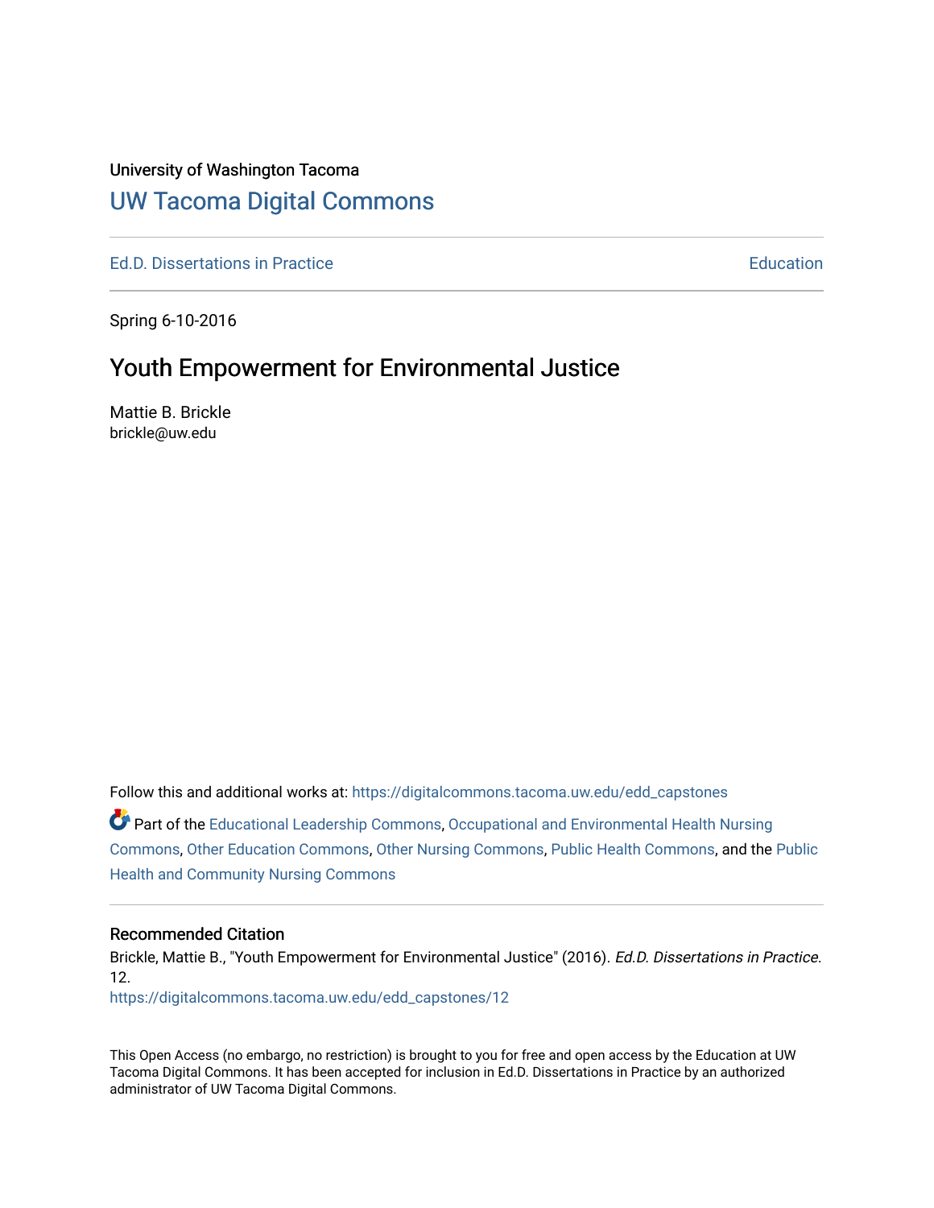University of Washington Tacoma

# UW Tacoma Digital Commons

Ed.D. Dissertations in Practice | Education

Spring 6-10-2016

## Youth Empowerment for Environmental Justice

Mattie B. Brickle
brickle@uw.edu

Follow this and additional works at: https://digitalcommons.tacoma.uw.edu/edd_capstones

Part of the Educational Leadership Commons, Occupational and Environmental Health Nursing Commons, Other Education Commons, Other Nursing Commons, Public Health Commons, and the Public Health and Community Nursing Commons

### Recommended Citation

Brickle, Mattie B., "Youth Empowerment for Environmental Justice" (2016). *Ed.D. Dissertations in Practice*. 12.
https://digitalcommons.tacoma.uw.edu/edd_capstones/12

This Open Access (no embargo, no restriction) is brought to you for free and open access by the Education at UW Tacoma Digital Commons. It has been accepted for inclusion in Ed.D. Dissertations in Practice by an authorized administrator of UW Tacoma Digital Commons.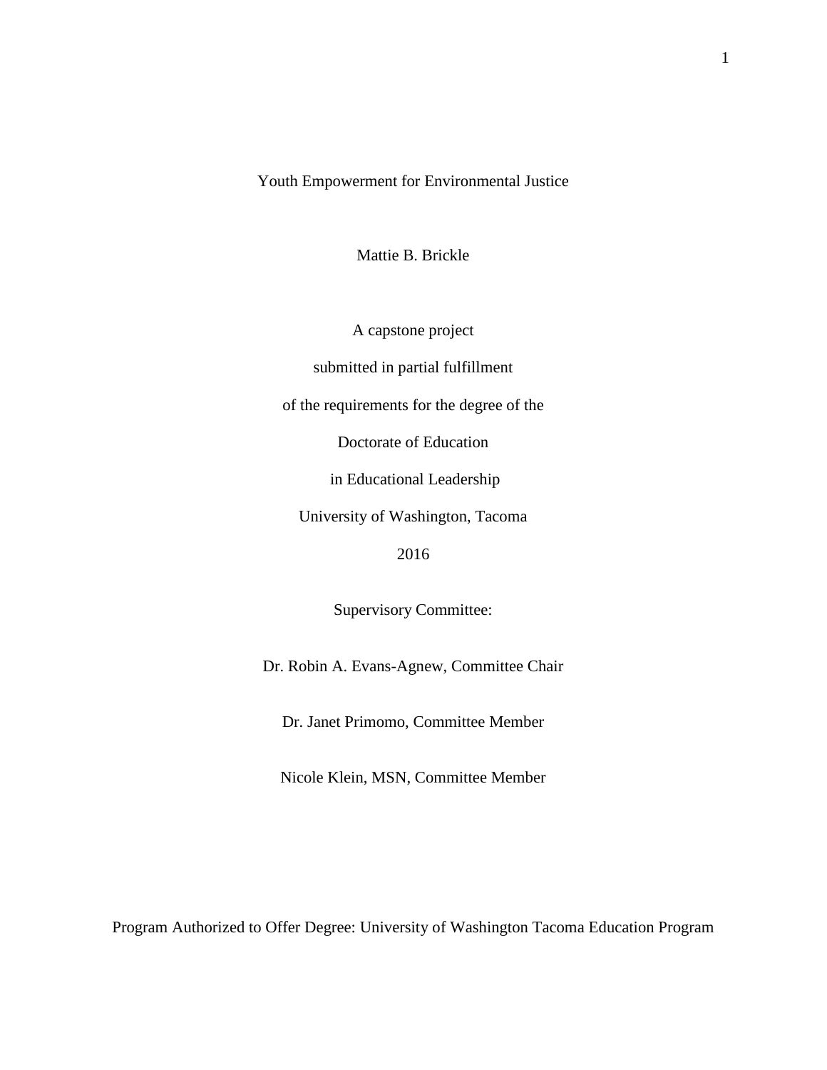# Youth Empowerment for Environmental Justice

Mattie B. Brickle

A capstone project

submitted in partial fulfillment

of the requirements for the degree of the

Doctorate of Education

in Educational Leadership

University of Washington, Tacoma

2016

Supervisory Committee:

Dr. Robin A. Evans-Agnew, Committee Chair

Dr. Janet Primomo, Committee Member

Nicole Klein, MSN, Committee Member

Program Authorized to Offer Degree: University of Washington Tacoma Education Program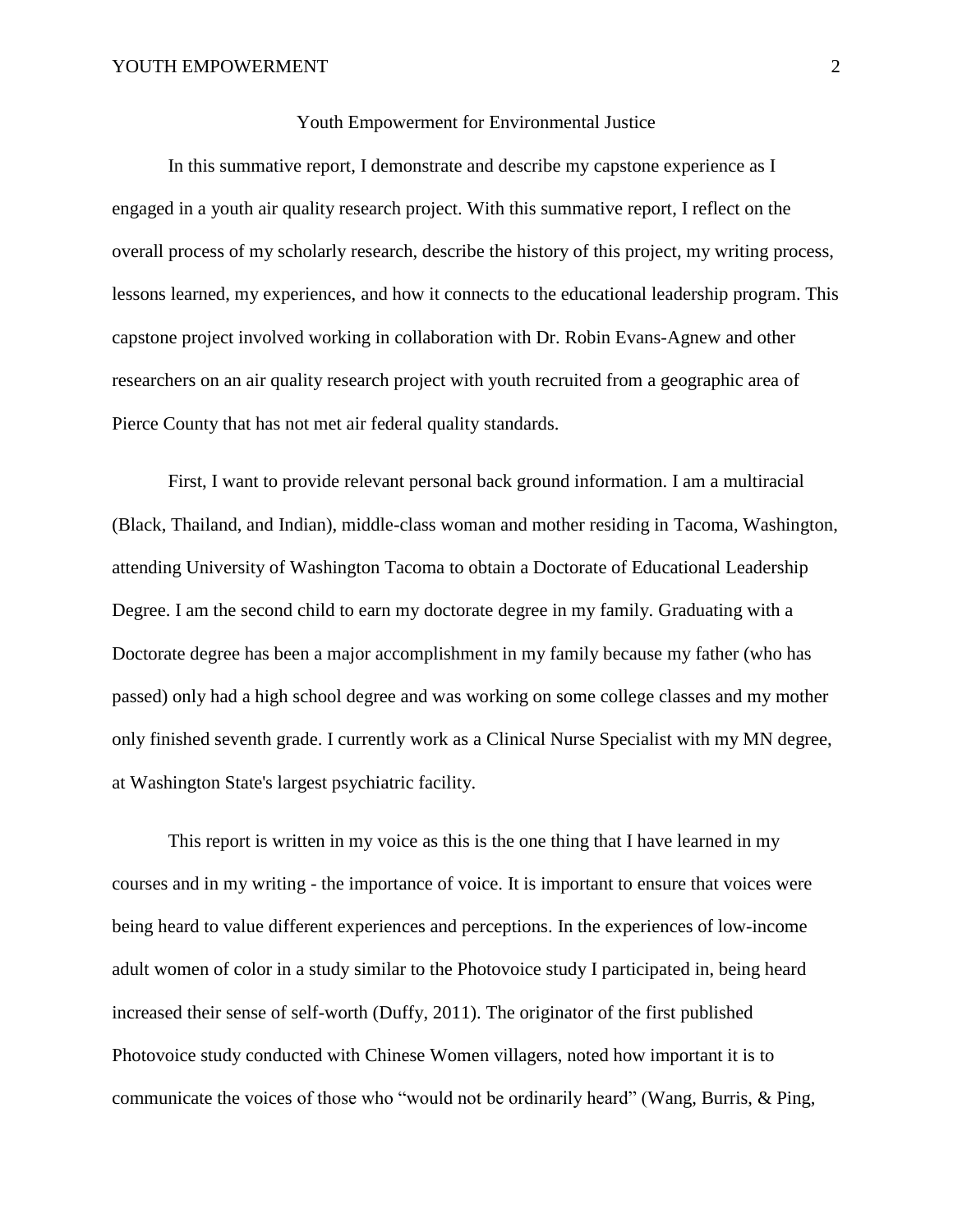# Youth Empowerment for Environmental Justice

In this summative report, I demonstrate and describe my capstone experience as I engaged in a youth air quality research project. With this summative report, I reflect on the overall process of my scholarly research, describe the history of this project, my writing process, lessons learned, my experiences, and how it connects to the educational leadership program. This capstone project involved working in collaboration with Dr. Robin Evans-Agnew and other researchers on an air quality research project with youth recruited from a geographic area of Pierce County that has not met air federal quality standards.

First, I want to provide relevant personal back ground information. I am a multiracial (Black, Thailand, and Indian), middle-class woman and mother residing in Tacoma, Washington, attending University of Washington Tacoma to obtain a Doctorate of Educational Leadership Degree. I am the second child to earn my doctorate degree in my family. Graduating with a Doctorate degree has been a major accomplishment in my family because my father (who has passed) only had a high school degree and was working on some college classes and my mother only finished seventh grade. I currently work as a Clinical Nurse Specialist with my MN degree, at Washington State's largest psychiatric facility.

This report is written in my voice as this is the one thing that I have learned in my courses and in my writing - the importance of voice. It is important to ensure that voices were being heard to value different experiences and perceptions. In the experiences of low-income adult women of color in a study similar to the Photovoice study I participated in, being heard increased their sense of self-worth (Duffy, 2011). The originator of the first published Photovoice study conducted with Chinese Women villagers, noted how important it is to communicate the voices of those who "would not be ordinarily heard" (Wang, Burris, & Ping,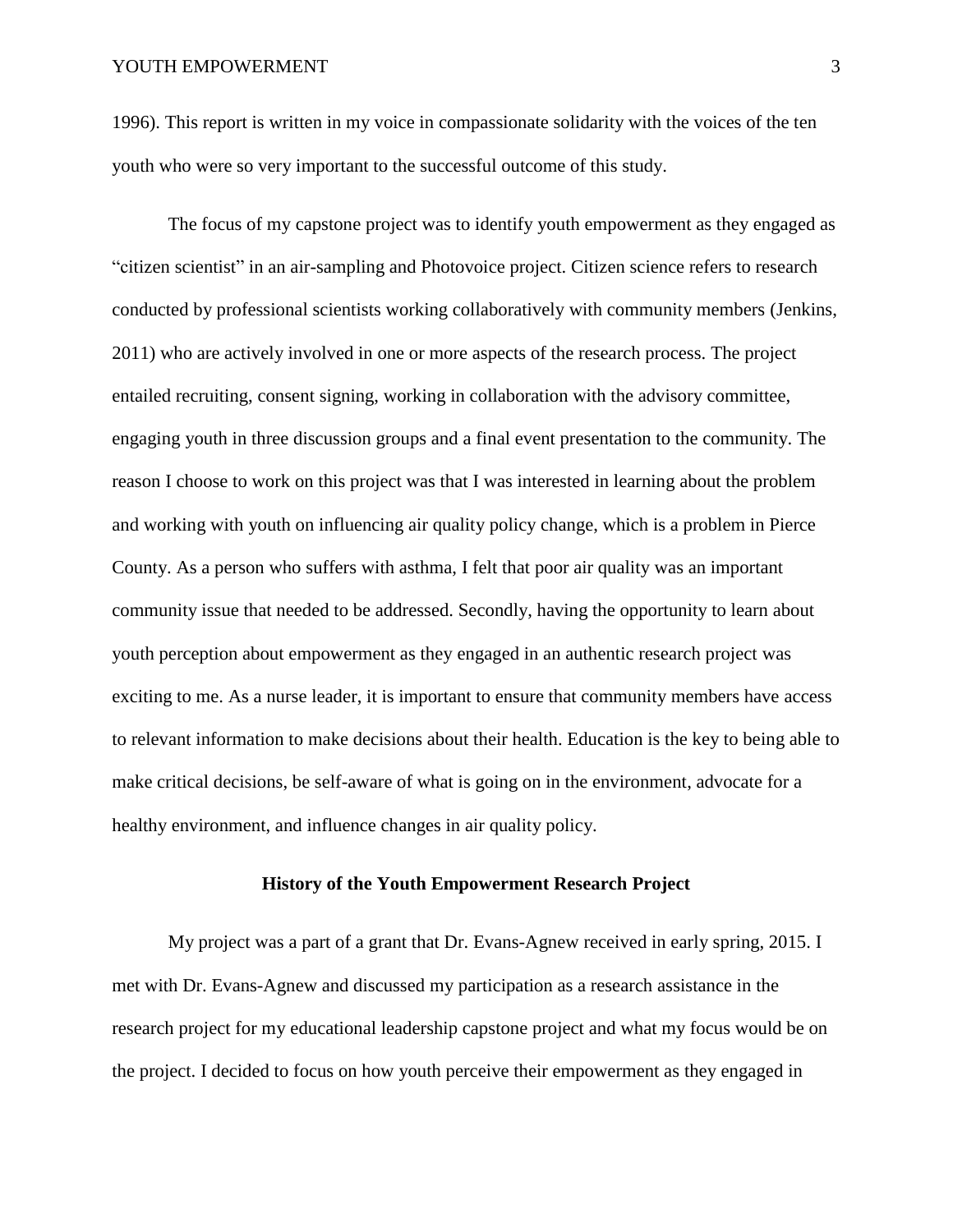1996). This report is written in my voice in compassionate solidarity with the voices of the ten youth who were so very important to the successful outcome of this study.

The focus of my capstone project was to identify youth empowerment as they engaged as "citizen scientist" in an air-sampling and Photovoice project. Citizen science refers to research conducted by professional scientists working collaboratively with community members (Jenkins, 2011) who are actively involved in one or more aspects of the research process. The project entailed recruiting, consent signing, working in collaboration with the advisory committee, engaging youth in three discussion groups and a final event presentation to the community. The reason I choose to work on this project was that I was interested in learning about the problem and working with youth on influencing air quality policy change, which is a problem in Pierce County. As a person who suffers with asthma, I felt that poor air quality was an important community issue that needed to be addressed. Secondly, having the opportunity to learn about youth perception about empowerment as they engaged in an authentic research project was exciting to me. As a nurse leader, it is important to ensure that community members have access to relevant information to make decisions about their health. Education is the key to being able to make critical decisions, be self-aware of what is going on in the environment, advocate for a healthy environment, and influence changes in air quality policy.

## History of the Youth Empowerment Research Project

My project was a part of a grant that Dr. Evans-Agnew received in early spring, 2015. I met with Dr. Evans-Agnew and discussed my participation as a research assistance in the research project for my educational leadership capstone project and what my focus would be on the project. I decided to focus on how youth perceive their empowerment as they engaged in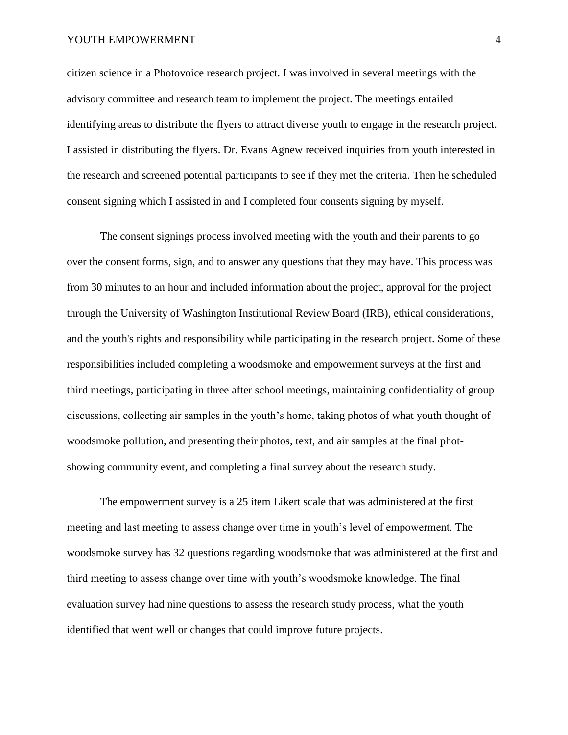citizen science in a Photovoice research project. I was involved in several meetings with the advisory committee and research team to implement the project. The meetings entailed identifying areas to distribute the flyers to attract diverse youth to engage in the research project. I assisted in distributing the flyers. Dr. Evans Agnew received inquiries from youth interested in the research and screened potential participants to see if they met the criteria. Then he scheduled consent signing which I assisted in and I completed four consents signing by myself.

The consent signings process involved meeting with the youth and their parents to go over the consent forms, sign, and to answer any questions that they may have. This process was from 30 minutes to an hour and included information about the project, approval for the project through the University of Washington Institutional Review Board (IRB), ethical considerations, and the youth's rights and responsibility while participating in the research project. Some of these responsibilities included completing a woodsmoke and empowerment surveys at the first and third meetings, participating in three after school meetings, maintaining confidentiality of group discussions, collecting air samples in the youth's home, taking photos of what youth thought of woodsmoke pollution, and presenting their photos, text, and air samples at the final phot-showing community event, and completing a final survey about the research study.

The empowerment survey is a 25 item Likert scale that was administered at the first meeting and last meeting to assess change over time in youth's level of empowerment. The woodsmoke survey has 32 questions regarding woodsmoke that was administered at the first and third meeting to assess change over time with youth's woodsmoke knowledge. The final evaluation survey had nine questions to assess the research study process, what the youth identified that went well or changes that could improve future projects.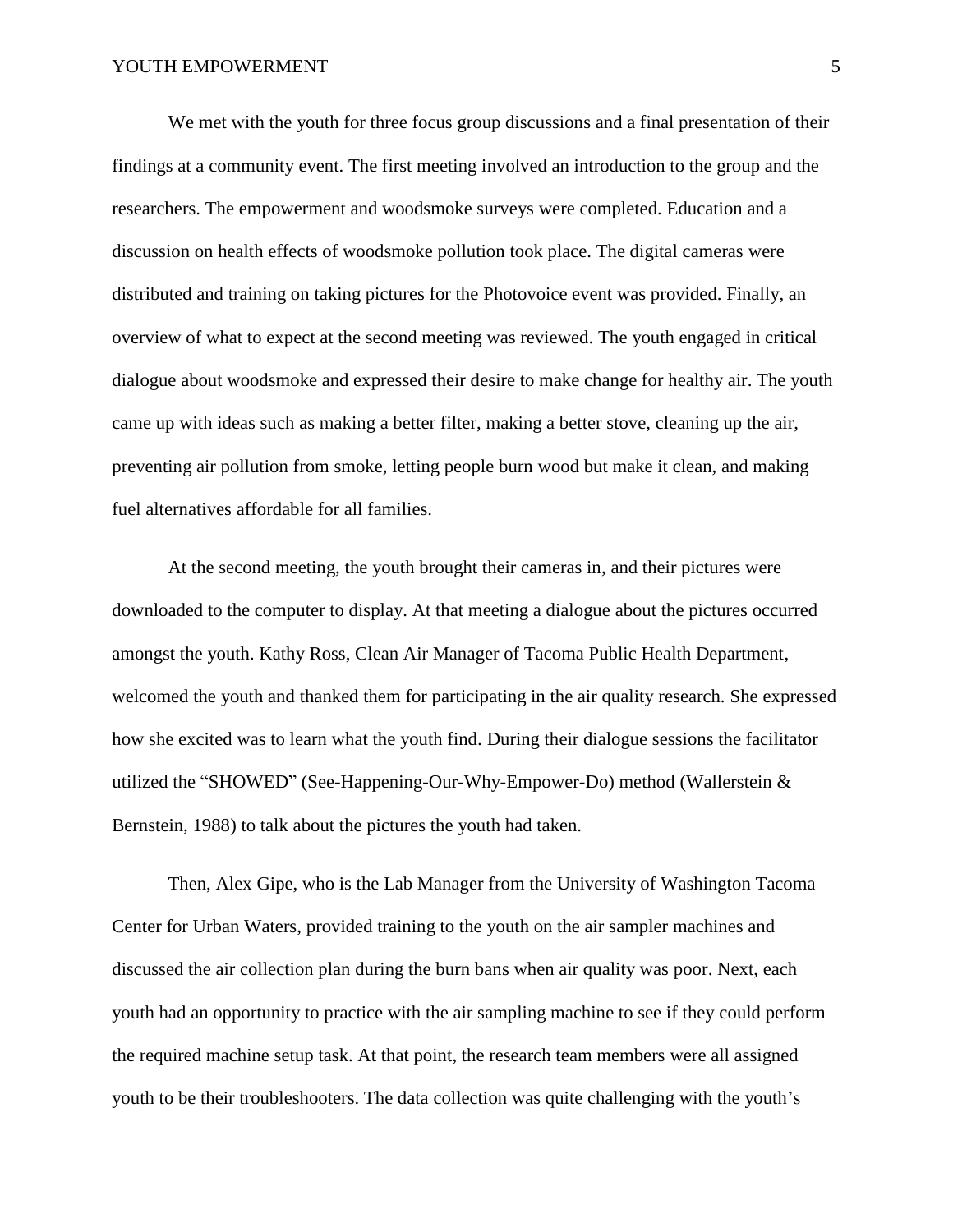We met with the youth for three focus group discussions and a final presentation of their findings at a community event. The first meeting involved an introduction to the group and the researchers. The empowerment and woodsmoke surveys were completed. Education and a discussion on health effects of woodsmoke pollution took place. The digital cameras were distributed and training on taking pictures for the Photovoice event was provided. Finally, an overview of what to expect at the second meeting was reviewed. The youth engaged in critical dialogue about woodsmoke and expressed their desire to make change for healthy air. The youth came up with ideas such as making a better filter, making a better stove, cleaning up the air, preventing air pollution from smoke, letting people burn wood but make it clean, and making fuel alternatives affordable for all families.

At the second meeting, the youth brought their cameras in, and their pictures were downloaded to the computer to display. At that meeting a dialogue about the pictures occurred amongst the youth. Kathy Ross, Clean Air Manager of Tacoma Public Health Department, welcomed the youth and thanked them for participating in the air quality research. She expressed how she excited was to learn what the youth find. During their dialogue sessions the facilitator utilized the "SHOWED" (See-Happening-Our-Why-Empower-Do) method (Wallerstein & Bernstein, 1988) to talk about the pictures the youth had taken.

Then, Alex Gipe, who is the Lab Manager from the University of Washington Tacoma Center for Urban Waters, provided training to the youth on the air sampler machines and discussed the air collection plan during the burn bans when air quality was poor. Next, each youth had an opportunity to practice with the air sampling machine to see if they could perform the required machine setup task. At that point, the research team members were all assigned youth to be their troubleshooters. The data collection was quite challenging with the youth's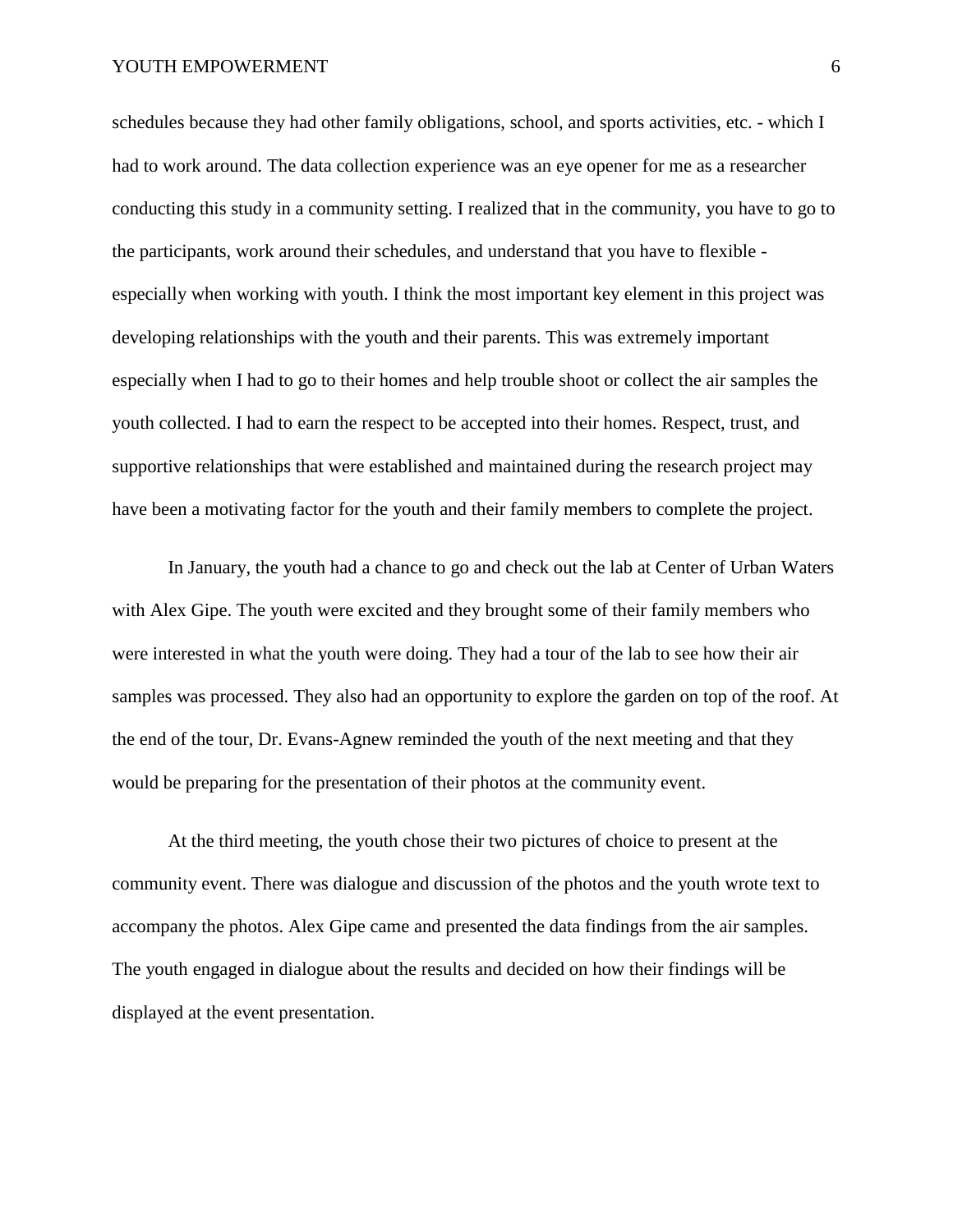schedules because they had other family obligations, school, and sports activities, etc. - which I had to work around. The data collection experience was an eye opener for me as a researcher conducting this study in a community setting. I realized that in the community, you have to go to the participants, work around their schedules, and understand that you have to flexible - especially when working with youth. I think the most important key element in this project was developing relationships with the youth and their parents. This was extremely important especially when I had to go to their homes and help trouble shoot or collect the air samples the youth collected. I had to earn the respect to be accepted into their homes. Respect, trust, and supportive relationships that were established and maintained during the research project may have been a motivating factor for the youth and their family members to complete the project.

In January, the youth had a chance to go and check out the lab at Center of Urban Waters with Alex Gipe. The youth were excited and they brought some of their family members who were interested in what the youth were doing. They had a tour of the lab to see how their air samples was processed. They also had an opportunity to explore the garden on top of the roof. At the end of the tour, Dr. Evans-Agnew reminded the youth of the next meeting and that they would be preparing for the presentation of their photos at the community event.

At the third meeting, the youth chose their two pictures of choice to present at the community event. There was dialogue and discussion of the photos and the youth wrote text to accompany the photos. Alex Gipe came and presented the data findings from the air samples. The youth engaged in dialogue about the results and decided on how their findings will be displayed at the event presentation.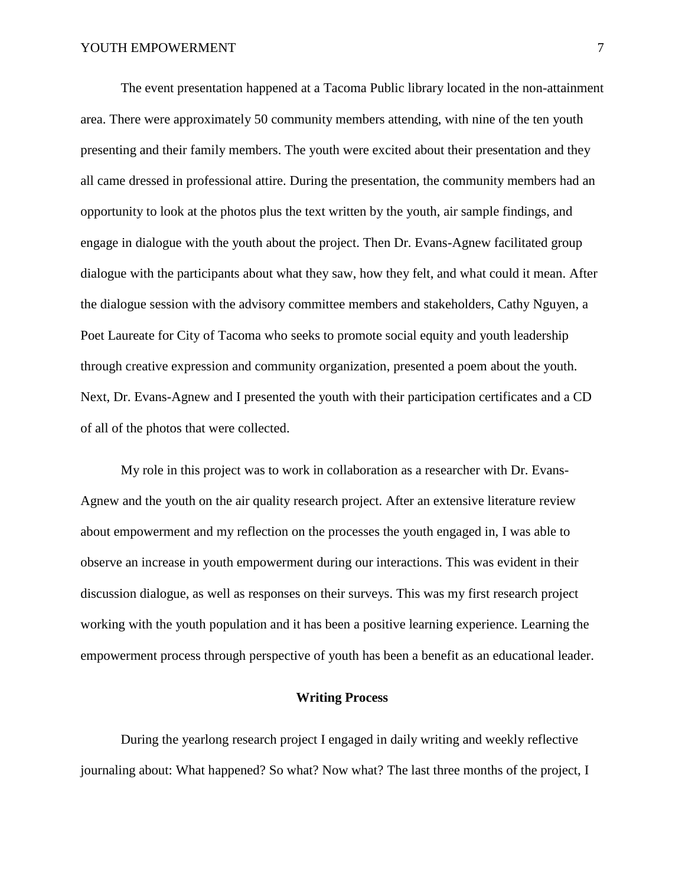The event presentation happened at a Tacoma Public library located in the non-attainment area. There were approximately 50 community members attending, with nine of the ten youth presenting and their family members. The youth were excited about their presentation and they all came dressed in professional attire. During the presentation, the community members had an opportunity to look at the photos plus the text written by the youth, air sample findings, and engage in dialogue with the youth about the project. Then Dr. Evans-Agnew facilitated group dialogue with the participants about what they saw, how they felt, and what could it mean. After the dialogue session with the advisory committee members and stakeholders, Cathy Nguyen, a Poet Laureate for City of Tacoma who seeks to promote social equity and youth leadership through creative expression and community organization, presented a poem about the youth. Next, Dr. Evans-Agnew and I presented the youth with their participation certificates and a CD of all of the photos that were collected.

My role in this project was to work in collaboration as a researcher with Dr. Evans-Agnew and the youth on the air quality research project. After an extensive literature review about empowerment and my reflection on the processes the youth engaged in, I was able to observe an increase in youth empowerment during our interactions. This was evident in their discussion dialogue, as well as responses on their surveys. This was my first research project working with the youth population and it has been a positive learning experience. Learning the empowerment process through perspective of youth has been a benefit as an educational leader.

## Writing Process

During the yearlong research project I engaged in daily writing and weekly reflective journaling about: What happened? So what? Now what? The last three months of the project, I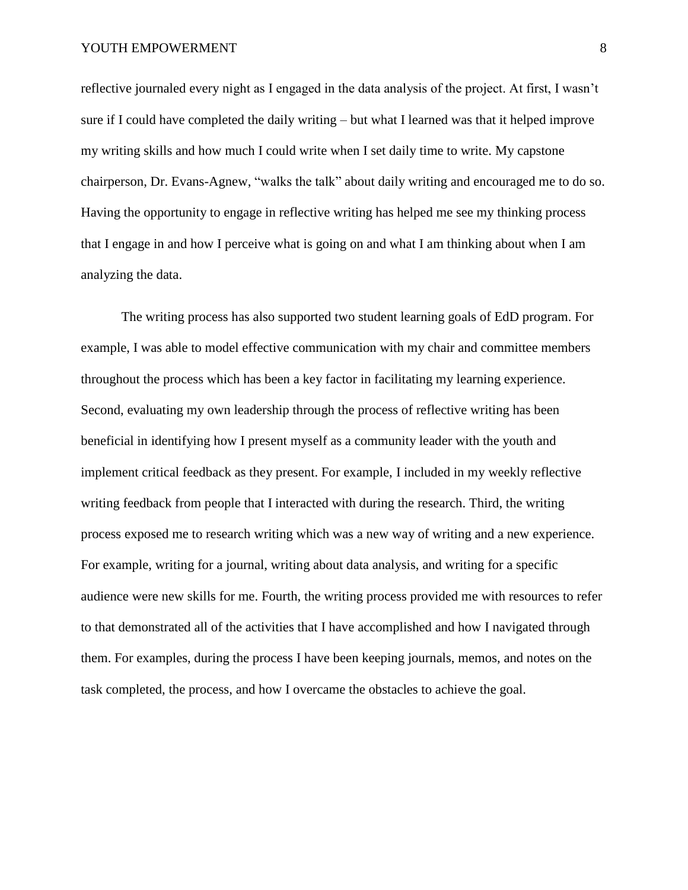reflective journaled every night as I engaged in the data analysis of the project. At first, I wasn't sure if I could have completed the daily writing – but what I learned was that it helped improve my writing skills and how much I could write when I set daily time to write. My capstone chairperson, Dr. Evans-Agnew, "walks the talk" about daily writing and encouraged me to do so. Having the opportunity to engage in reflective writing has helped me see my thinking process that I engage in and how I perceive what is going on and what I am thinking about when I am analyzing the data.

The writing process has also supported two student learning goals of EdD program. For example, I was able to model effective communication with my chair and committee members throughout the process which has been a key factor in facilitating my learning experience. Second, evaluating my own leadership through the process of reflective writing has been beneficial in identifying how I present myself as a community leader with the youth and implement critical feedback as they present. For example, I included in my weekly reflective writing feedback from people that I interacted with during the research. Third, the writing process exposed me to research writing which was a new way of writing and a new experience. For example, writing for a journal, writing about data analysis, and writing for a specific audience were new skills for me. Fourth, the writing process provided me with resources to refer to that demonstrated all of the activities that I have accomplished and how I navigated through them. For examples, during the process I have been keeping journals, memos, and notes on the task completed, the process, and how I overcame the obstacles to achieve the goal.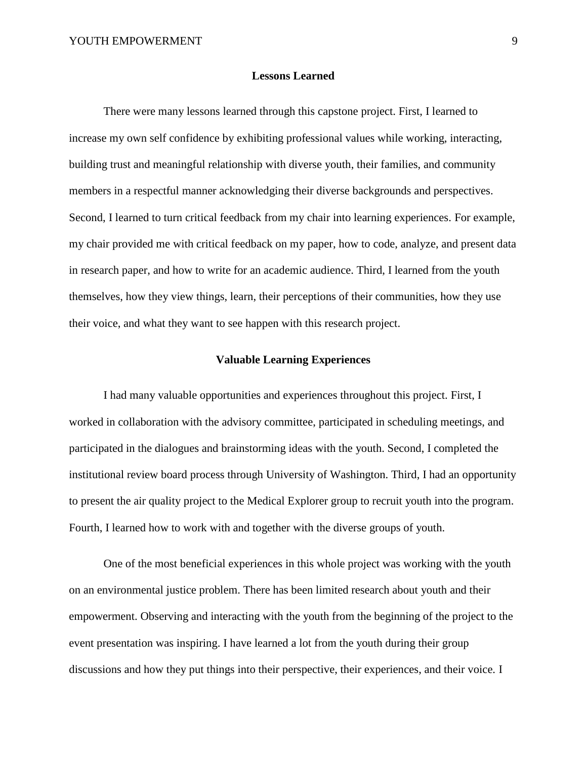## Lessons Learned

There were many lessons learned through this capstone project. First, I learned to increase my own self confidence by exhibiting professional values while working, interacting, building trust and meaningful relationship with diverse youth, their families, and community members in a respectful manner acknowledging their diverse backgrounds and perspectives. Second, I learned to turn critical feedback from my chair into learning experiences. For example, my chair provided me with critical feedback on my paper, how to code, analyze, and present data in research paper, and how to write for an academic audience. Third, I learned from the youth themselves, how they view things, learn, their perceptions of their communities, how they use their voice, and what they want to see happen with this research project.

## Valuable Learning Experiences

I had many valuable opportunities and experiences throughout this project. First, I worked in collaboration with the advisory committee, participated in scheduling meetings, and participated in the dialogues and brainstorming ideas with the youth. Second, I completed the institutional review board process through University of Washington. Third, I had an opportunity to present the air quality project to the Medical Explorer group to recruit youth into the program. Fourth, I learned how to work with and together with the diverse groups of youth.

One of the most beneficial experiences in this whole project was working with the youth on an environmental justice problem. There has been limited research about youth and their empowerment. Observing and interacting with the youth from the beginning of the project to the event presentation was inspiring. I have learned a lot from the youth during their group discussions and how they put things into their perspective, their experiences, and their voice. I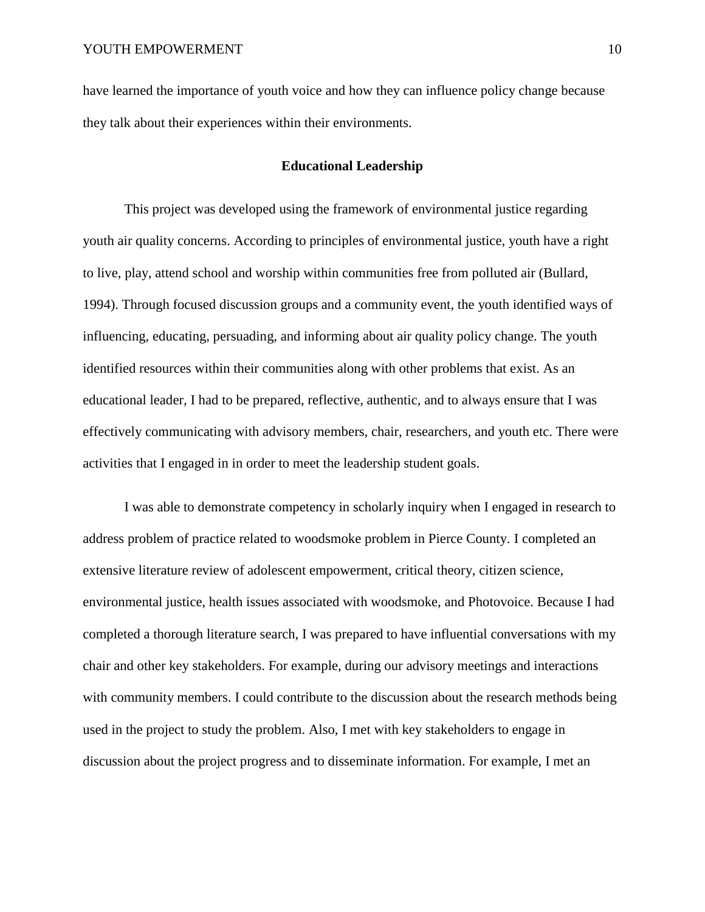have learned the importance of youth voice and how they can influence policy change because they talk about their experiences within their environments.

## Educational Leadership

This project was developed using the framework of environmental justice regarding youth air quality concerns. According to principles of environmental justice, youth have a right to live, play, attend school and worship within communities free from polluted air (Bullard, 1994). Through focused discussion groups and a community event, the youth identified ways of influencing, educating, persuading, and informing about air quality policy change. The youth identified resources within their communities along with other problems that exist. As an educational leader, I had to be prepared, reflective, authentic, and to always ensure that I was effectively communicating with advisory members, chair, researchers, and youth etc. There were activities that I engaged in in order to meet the leadership student goals.

I was able to demonstrate competency in scholarly inquiry when I engaged in research to address problem of practice related to woodsmoke problem in Pierce County. I completed an extensive literature review of adolescent empowerment, critical theory, citizen science, environmental justice, health issues associated with woodsmoke, and Photovoice. Because I had completed a thorough literature search, I was prepared to have influential conversations with my chair and other key stakeholders. For example, during our advisory meetings and interactions with community members. I could contribute to the discussion about the research methods being used in the project to study the problem. Also, I met with key stakeholders to engage in discussion about the project progress and to disseminate information. For example, I met an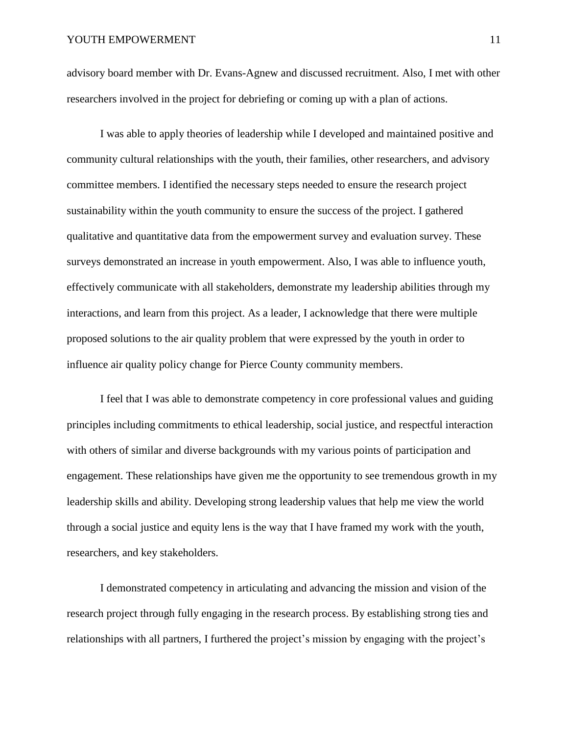advisory board member with Dr. Evans-Agnew and discussed recruitment. Also, I met with other researchers involved in the project for debriefing or coming up with a plan of actions.

I was able to apply theories of leadership while I developed and maintained positive and community cultural relationships with the youth, their families, other researchers, and advisory committee members. I identified the necessary steps needed to ensure the research project sustainability within the youth community to ensure the success of the project. I gathered qualitative and quantitative data from the empowerment survey and evaluation survey. These surveys demonstrated an increase in youth empowerment. Also, I was able to influence youth, effectively communicate with all stakeholders, demonstrate my leadership abilities through my interactions, and learn from this project. As a leader, I acknowledge that there were multiple proposed solutions to the air quality problem that were expressed by the youth in order to influence air quality policy change for Pierce County community members.

I feel that I was able to demonstrate competency in core professional values and guiding principles including commitments to ethical leadership, social justice, and respectful interaction with others of similar and diverse backgrounds with my various points of participation and engagement. These relationships have given me the opportunity to see tremendous growth in my leadership skills and ability. Developing strong leadership values that help me view the world through a social justice and equity lens is the way that I have framed my work with the youth, researchers, and key stakeholders.

I demonstrated competency in articulating and advancing the mission and vision of the research project through fully engaging in the research process. By establishing strong ties and relationships with all partners, I furthered the project's mission by engaging with the project's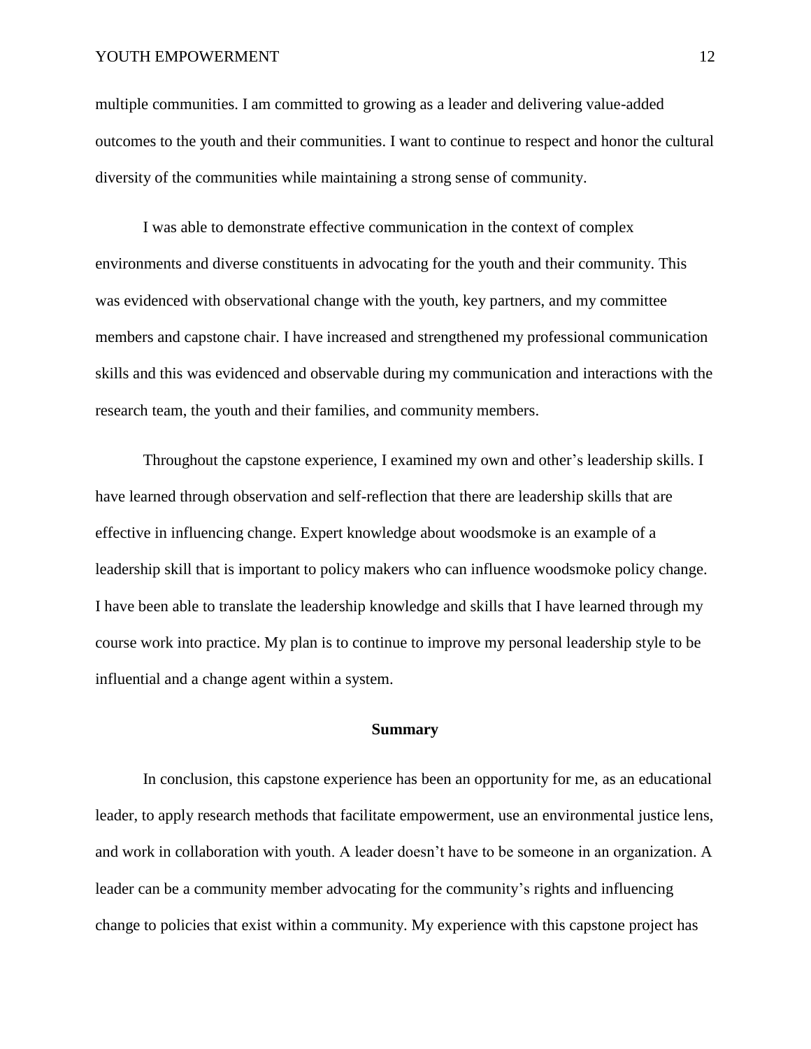multiple communities. I am committed to growing as a leader and delivering value-added outcomes to the youth and their communities. I want to continue to respect and honor the cultural diversity of the communities while maintaining a strong sense of community.

I was able to demonstrate effective communication in the context of complex environments and diverse constituents in advocating for the youth and their community. This was evidenced with observational change with the youth, key partners, and my committee members and capstone chair. I have increased and strengthened my professional communication skills and this was evidenced and observable during my communication and interactions with the research team, the youth and their families, and community members.

Throughout the capstone experience, I examined my own and other's leadership skills. I have learned through observation and self-reflection that there are leadership skills that are effective in influencing change. Expert knowledge about woodsmoke is an example of a leadership skill that is important to policy makers who can influence woodsmoke policy change. I have been able to translate the leadership knowledge and skills that I have learned through my course work into practice. My plan is to continue to improve my personal leadership style to be influential and a change agent within a system.

## Summary

In conclusion, this capstone experience has been an opportunity for me, as an educational leader, to apply research methods that facilitate empowerment, use an environmental justice lens, and work in collaboration with youth. A leader doesn't have to be someone in an organization. A leader can be a community member advocating for the community's rights and influencing change to policies that exist within a community. My experience with this capstone project has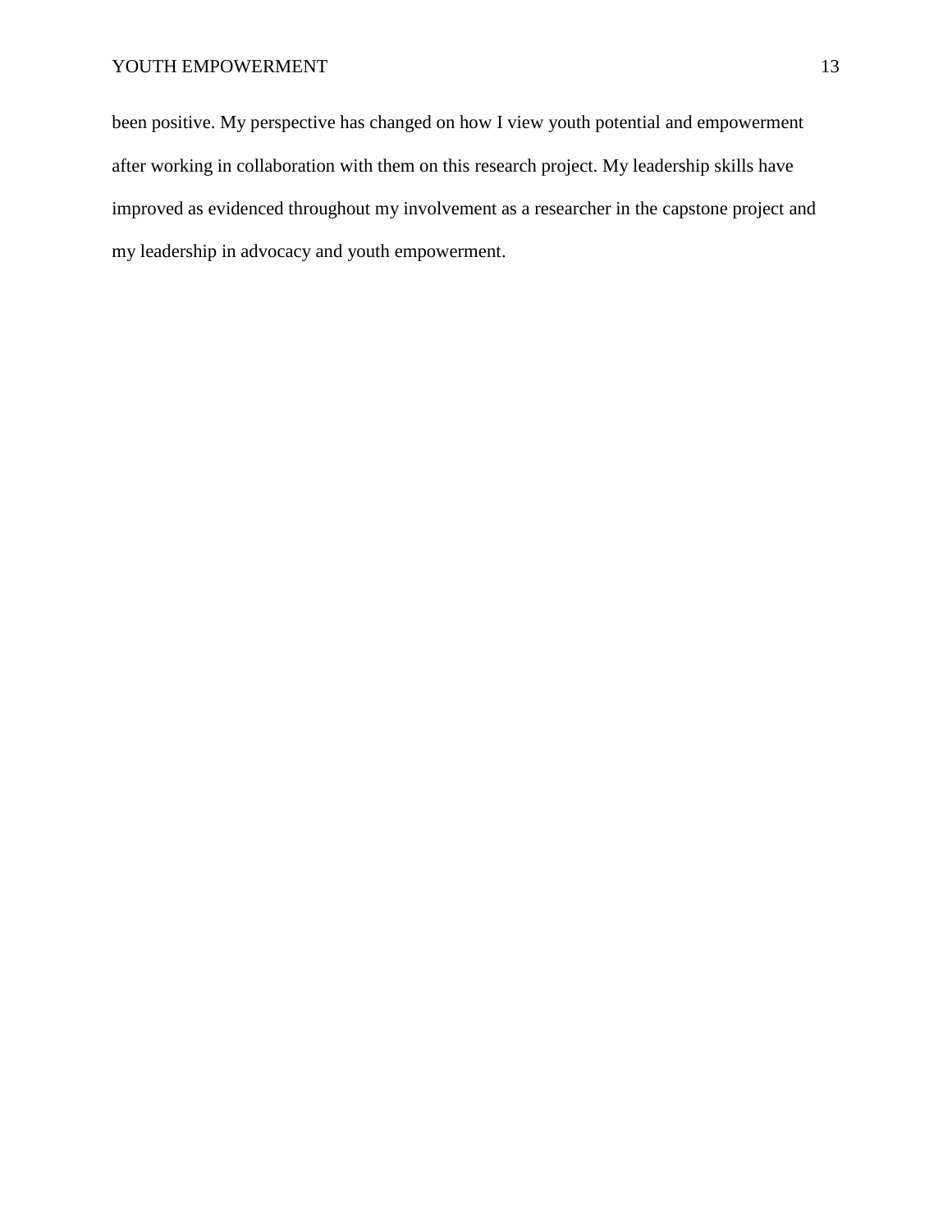been positive. My perspective has changed on how I view youth potential and empowerment after working in collaboration with them on this research project. My leadership skills have improved as evidenced throughout my involvement as a researcher in the capstone project and my leadership in advocacy and youth empowerment.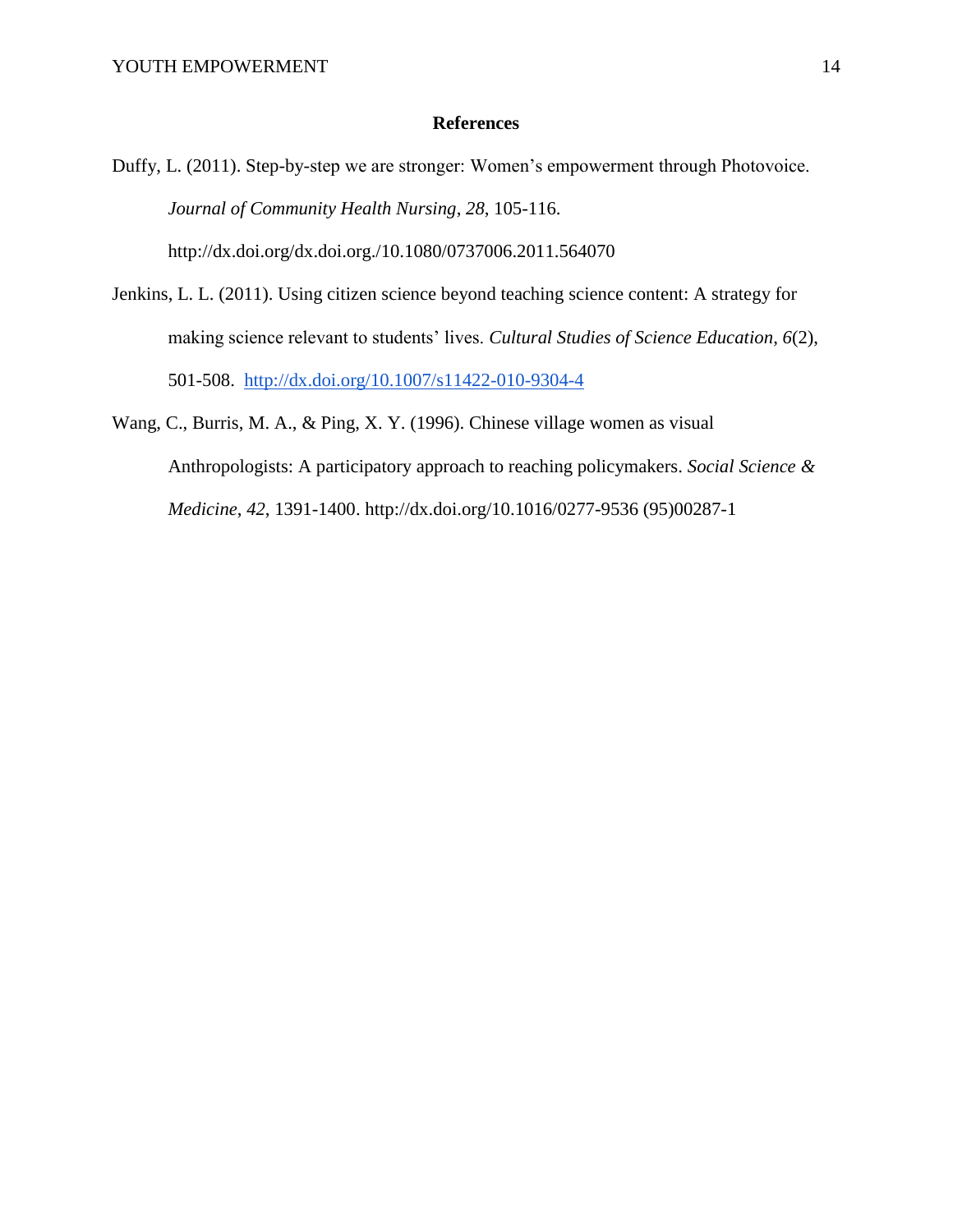# References

Duffy, L. (2011). Step-by-step we are stronger: Women's empowerment through Photovoice. *Journal of Community Health Nursing*, *28*, 105-116. http://dx.doi.org/dx.doi.org./10.1080/0737006.2011.564070

Jenkins, L. L. (2011). Using citizen science beyond teaching science content: A strategy for making science relevant to students' lives. *Cultural Studies of Science Education*, *6*(2), 501-508. http://dx.doi.org/10.1007/s11422-010-9304-4

Wang, C., Burris, M. A., & Ping, X. Y. (1996). Chinese village women as visual Anthropologists: A participatory approach to reaching policymakers. *Social Science & Medicine*, *42*, 1391-1400. http://dx.doi.org/10.1016/0277-9536 (95)00287-1